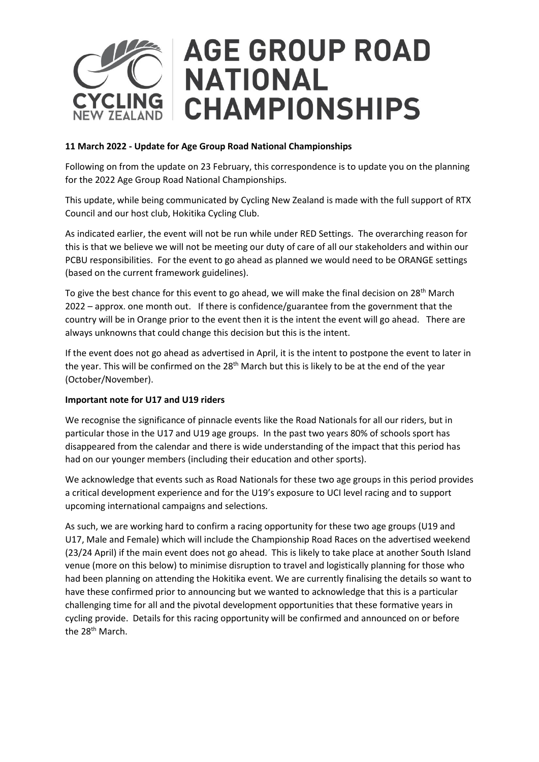# AGE GROUP ROAD NATIONAL CHAMPIONSHIPS

**11 March 2022 - Update for Age Group Road National Championships**

Following on from the update on 23 February, this correspondence is to update you on the planning for the 2022 Age Group Road National Championships.

This update, while being communicated by Cycling New Zealand is made with the full support of RTX Council and our host club, Hokitika Cycling Club.

As indicated earlier, the event will not be run while under RED Settings. The overarching reason for this is that we believe we will not be meeting our duty of care of all our stakeholders and within our PCBU responsibilities. For the event to go ahead as planned we would need to be ORANGE settings (based on the current framework guidelines).

To give the best chance for this event to go ahead, we will make the final decision on 28th March 2022 – approx. one month out. If there is confidence/guarantee from the government that the country will be in Orange prior to the event then it is the intent the event will go ahead. There are always unknowns that could change this decision but this is the intent.

If the event does not go ahead as advertised in April, it is the intent to postpone the event to later in the year. This will be confirmed on the 28th March but this is likely to be at the end of the year (October/November).

**Important note for U17 and U19 riders**

We recognise the significance of pinnacle events like the Road Nationals for all our riders, but in particular those in the U17 and U19 age groups. In the past two years 80% of schools sport has disappeared from the calendar and there is wide understanding of the impact that this period has had on our younger members (including their education and other sports).

We acknowledge that events such as Road Nationals for these two age groups in this period provides a critical development experience and for the U19's exposure to UCI level racing and to support upcoming international campaigns and selections.

As such, we are working hard to confirm a racing opportunity for these two age groups (U19 and U17, Male and Female) which will include the Championship Road Races on the advertised weekend (23/24 April) if the main event does not go ahead. This is likely to take place at another South Island venue (more on this below) to minimise disruption to travel and logistically planning for those who had been planning on attending the Hokitika event. We are currently finalising the details so want to have these confirmed prior to announcing but we wanted to acknowledge that this is a particular challenging time for all and the pivotal development opportunities that these formative years in cycling provide. Details for this racing opportunity will be confirmed and announced on or before the 28th March.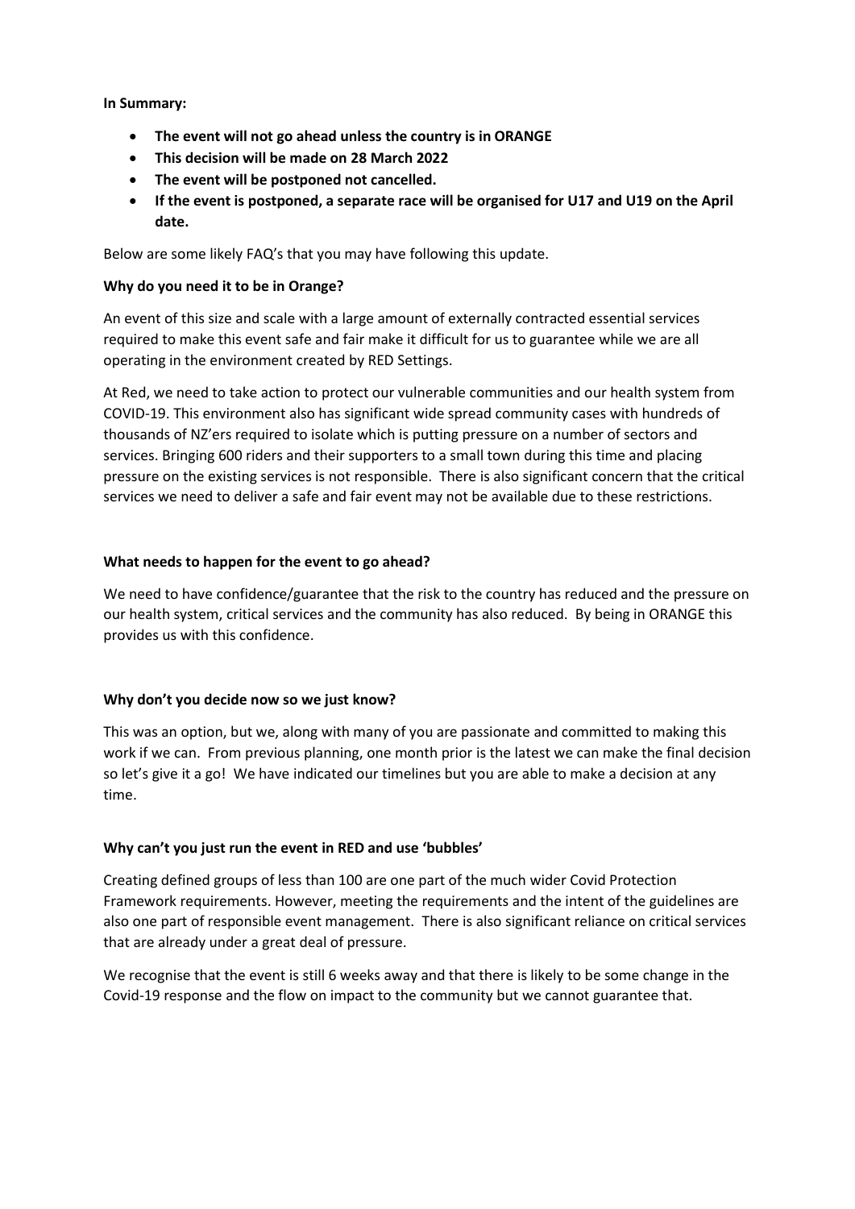**In Summary:**

- **The event will not go ahead unless the country is in ORANGE**
- **This decision will be made on 28 March 2022**
- **The event will be postponed not cancelled.**
- **If the event is postponed, a separate race will be organised for U17 and U19 on the April date.**

Below are some likely FAQ's that you may have following this update.

**Why do you need it to be in Orange?**

An event of this size and scale with a large amount of externally contracted essential services required to make this event safe and fair make it difficult for us to guarantee while we are all operating in the environment created by RED Settings.

At Red, we need to take action to protect our vulnerable communities and our health system from COVID-19. This environment also has significant wide spread community cases with hundreds of thousands of NZ'ers required to isolate which is putting pressure on a number of sectors and services. Bringing 600 riders and their supporters to a small town during this time and placing pressure on the existing services is not responsible. There is also significant concern that the critical services we need to deliver a safe and fair event may not be available due to these restrictions.

**What needs to happen for the event to go ahead?**

We need to have confidence/guarantee that the risk to the country has reduced and the pressure on our health system, critical services and the community has also reduced. By being in ORANGE this provides us with this confidence.

**Why don't you decide now so we just know?**

This was an option, but we, along with many of you are passionate and committed to making this work if we can. From previous planning, one month prior is the latest we can make the final decision so let's give it a go! We have indicated our timelines but you are able to make a decision at any time.

**Why can't you just run the event in RED and use 'bubbles'**

Creating defined groups of less than 100 are one part of the much wider Covid Protection Framework requirements. However, meeting the requirements and the intent of the guidelines are also one part of responsible event management. There is also significant reliance on critical services that are already under a great deal of pressure.

We recognise that the event is still 6 weeks away and that there is likely to be some change in the Covid-19 response and the flow on impact to the community but we cannot guarantee that.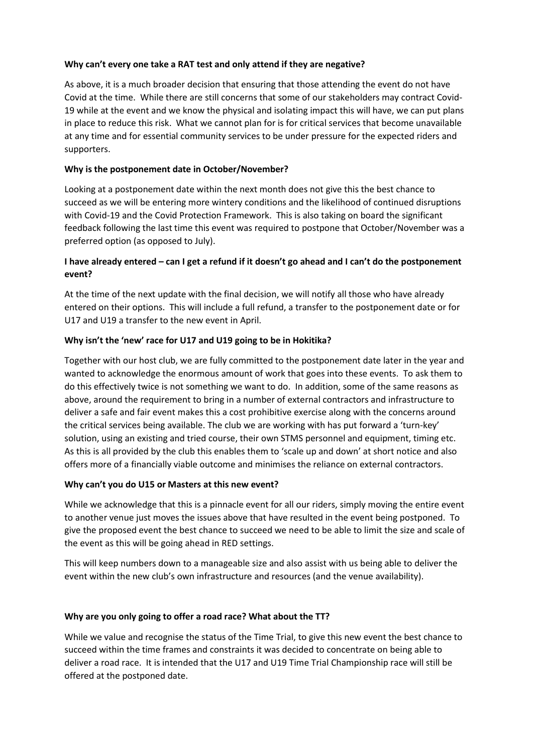**Why can't every one take a RAT test and only attend if they are negative?**

As above, it is a much broader decision that ensuring that those attending the event do not have Covid at the time. While there are still concerns that some of our stakeholders may contract Covid-19 while at the event and we know the physical and isolating impact this will have, we can put plans in place to reduce this risk. What we cannot plan for is for critical services that become unavailable at any time and for essential community services to be under pressure for the expected riders and supporters.

**Why is the postponement date in October/November?**

Looking at a postponement date within the next month does not give this the best chance to succeed as we will be entering more wintery conditions and the likelihood of continued disruptions with Covid-19 and the Covid Protection Framework. This is also taking on board the significant feedback following the last time this event was required to postpone that October/November was a preferred option (as opposed to July).

**I have already entered – can I get a refund if it doesn't go ahead and I can't do the postponement event?**

At the time of the next update with the final decision, we will notify all those who have already entered on their options. This will include a full refund, a transfer to the postponement date or for U17 and U19 a transfer to the new event in April.

**Why isn't the 'new' race for U17 and U19 going to be in Hokitika?**

Together with our host club, we are fully committed to the postponement date later in the year and wanted to acknowledge the enormous amount of work that goes into these events. To ask them to do this effectively twice is not something we want to do. In addition, some of the same reasons as above, around the requirement to bring in a number of external contractors and infrastructure to deliver a safe and fair event makes this a cost prohibitive exercise along with the concerns around the critical services being available. The club we are working with has put forward a 'turn-key' solution, using an existing and tried course, their own STMS personnel and equipment, timing etc. As this is all provided by the club this enables them to 'scale up and down' at short notice and also offers more of a financially viable outcome and minimises the reliance on external contractors.

**Why can't you do U15 or Masters at this new event?**

While we acknowledge that this is a pinnacle event for all our riders, simply moving the entire event to another venue just moves the issues above that have resulted in the event being postponed. To give the proposed event the best chance to succeed we need to be able to limit the size and scale of the event as this will be going ahead in RED settings.

This will keep numbers down to a manageable size and also assist with us being able to deliver the event within the new club's own infrastructure and resources (and the venue availability).

**Why are you only going to offer a road race? What about the TT?**

While we value and recognise the status of the Time Trial, to give this new event the best chance to succeed within the time frames and constraints it was decided to concentrate on being able to deliver a road race. It is intended that the U17 and U19 Time Trial Championship race will still be offered at the postponed date.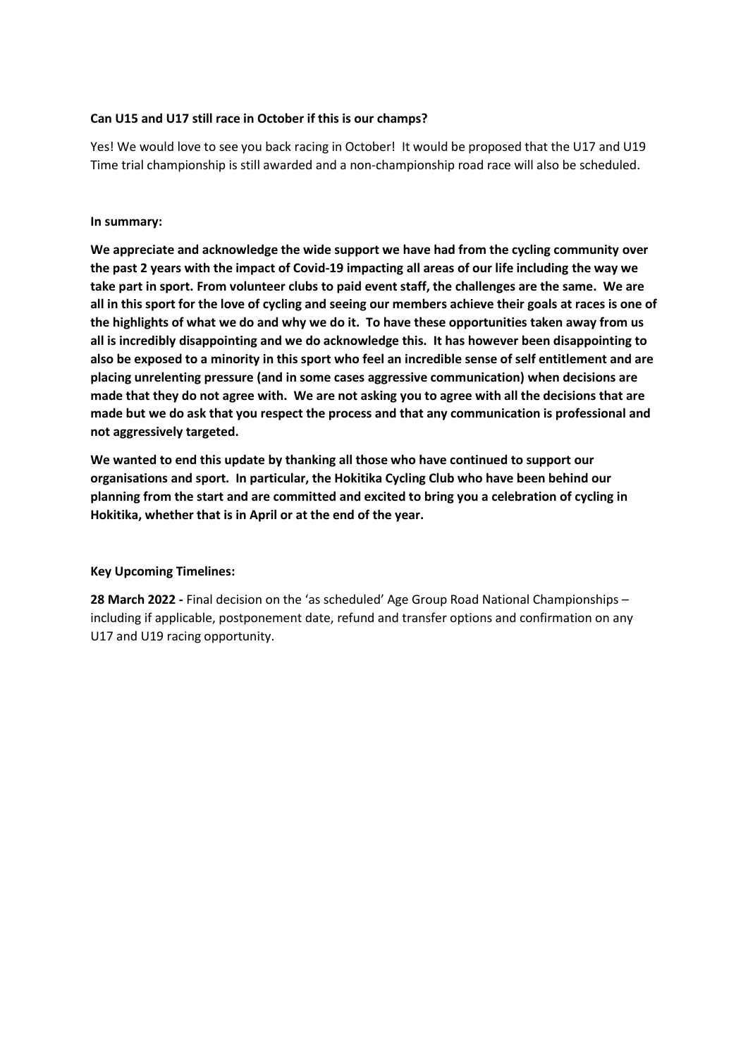**Can U15 and U17 still race in October if this is our champs?**

Yes! We would love to see you back racing in October! It would be proposed that the U17 and U19 Time trial championship is still awarded and a non-championship road race will also be scheduled.

**In summary:**

**We appreciate and acknowledge the wide support we have had from the cycling community over the past 2 years with the impact of Covid-19 impacting all areas of our life including the way we take part in sport. From volunteer clubs to paid event staff, the challenges are the same. We are all in this sport for the love of cycling and seeing our members achieve their goals at races is one of the highlights of what we do and why we do it. To have these opportunities taken away from us all is incredibly disappointing and we do acknowledge this. It has however been disappointing to also be exposed to a minority in this sport who feel an incredible sense of self entitlement and are placing unrelenting pressure (and in some cases aggressive communication) when decisions are made that they do not agree with. We are not asking you to agree with all the decisions that are made but we do ask that you respect the process and that any communication is professional and not aggressively targeted.**

**We wanted to end this update by thanking all those who have continued to support our organisations and sport. In particular, the Hokitika Cycling Club who have been behind our planning from the start and are committed and excited to bring you a celebration of cycling in Hokitika, whether that is in April or at the end of the year.**

**Key Upcoming Timelines:**

**28 March 2022 -** Final decision on the 'as scheduled' Age Group Road National Championships – including if applicable, postponement date, refund and transfer options and confirmation on any U17 and U19 racing opportunity.